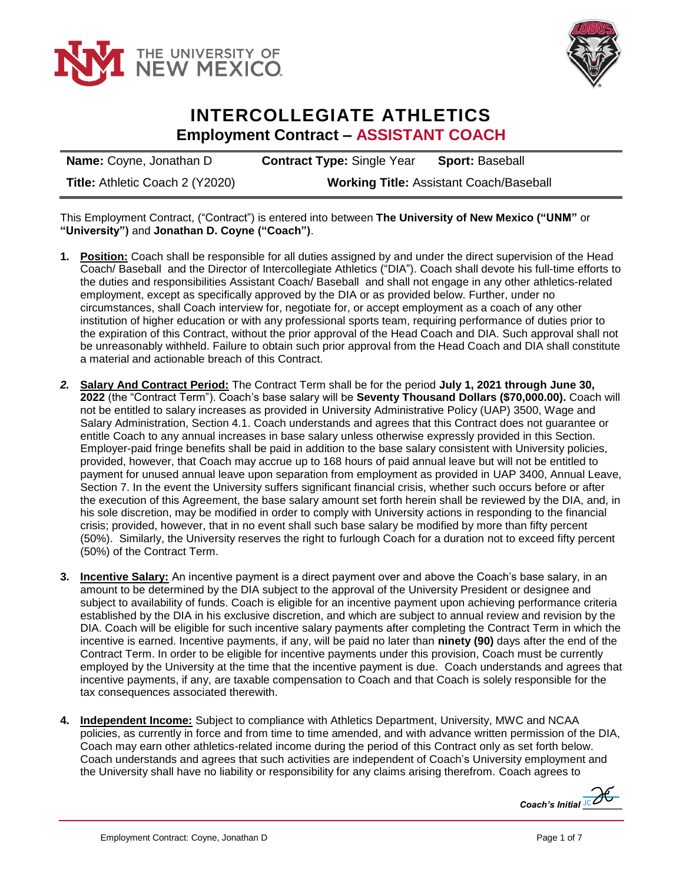# INTERCOLLEGIATE ATHLETICS

## Employment Contract – ASSISTANT COACH

| **Name:** Coyne, Jonathan D | **Contract Type:** Single Year | **Sport:** Baseball |
|---|---|---|
| **Title:** Athletic Coach 2 (Y2020) | **Working Title:** Assistant Coach/Baseball | |

This Employment Contract, ("Contract") is entered into between **The University of New Mexico ("UNM"** or **"University")** and **Jonathan D. Coyne ("Coach")**.

1. **Position:** Coach shall be responsible for all duties assigned by and under the direct supervision of the Head Coach/ Baseball and the Director of Intercollegiate Athletics ("DIA"). Coach shall devote his full-time efforts to the duties and responsibilities Assistant Coach/ Baseball and shall not engage in any other athletics-related employment, except as specifically approved by the DIA or as provided below. Further, under no circumstances, shall Coach interview for, negotiate for, or accept employment as a coach of any other institution of higher education or with any professional sports team, requiring performance of duties prior to the expiration of this Contract, without the prior approval of the Head Coach and DIA. Such approval shall not be unreasonably withheld. Failure to obtain such prior approval from the Head Coach and DIA shall constitute a material and actionable breach of this Contract.

2. **Salary And Contract Period:** The Contract Term shall be for the period **July 1, 2021 through June 30, 2022** (the "Contract Term"). Coach's base salary will be **Seventy Thousand Dollars ($70,000.00).** Coach will not be entitled to salary increases as provided in University Administrative Policy (UAP) 3500, Wage and Salary Administration, Section 4.1. Coach understands and agrees that this Contract does not guarantee or entitle Coach to any annual increases in base salary unless otherwise expressly provided in this Section. Employer-paid fringe benefits shall be paid in addition to the base salary consistent with University policies, provided, however, that Coach may accrue up to 168 hours of paid annual leave but will not be entitled to payment for unused annual leave upon separation from employment as provided in UAP 3400, Annual Leave, Section 7. In the event the University suffers significant financial crisis, whether such occurs before or after the execution of this Agreement, the base salary amount set forth herein shall be reviewed by the DIA, and, in his sole discretion, may be modified in order to comply with University actions in responding to the financial crisis; provided, however, that in no event shall such base salary be modified by more than fifty percent (50%). Similarly, the University reserves the right to furlough Coach for a duration not to exceed fifty percent (50%) of the Contract Term.

3. **Incentive Salary:** An incentive payment is a direct payment over and above the Coach's base salary, in an amount to be determined by the DIA subject to the approval of the University President or designee and subject to availability of funds. Coach is eligible for an incentive payment upon achieving performance criteria established by the DIA in his exclusive discretion, and which are subject to annual review and revision by the DIA. Coach will be eligible for such incentive salary payments after completing the Contract Term in which the incentive is earned. Incentive payments, if any, will be paid no later than **ninety (90)** days after the end of the Contract Term. In order to be eligible for incentive payments under this provision, Coach must be currently employed by the University at the time that the incentive payment is due. Coach understands and agrees that incentive payments, if any, are taxable compensation to Coach and that Coach is solely responsible for the tax consequences associated therewith.

4. **Independent Income:** Subject to compliance with Athletics Department, University, MWC and NCAA policies, as currently in force and from time to time amended, and with advance written permission of the DIA, Coach may earn other athletics-related income during the period of this Contract only as set forth below. Coach understands and agrees that such activities are independent of Coach's University employment and the University shall have no liability or responsibility for any claims arising therefrom. Coach agrees to

*Coach's Initial* JC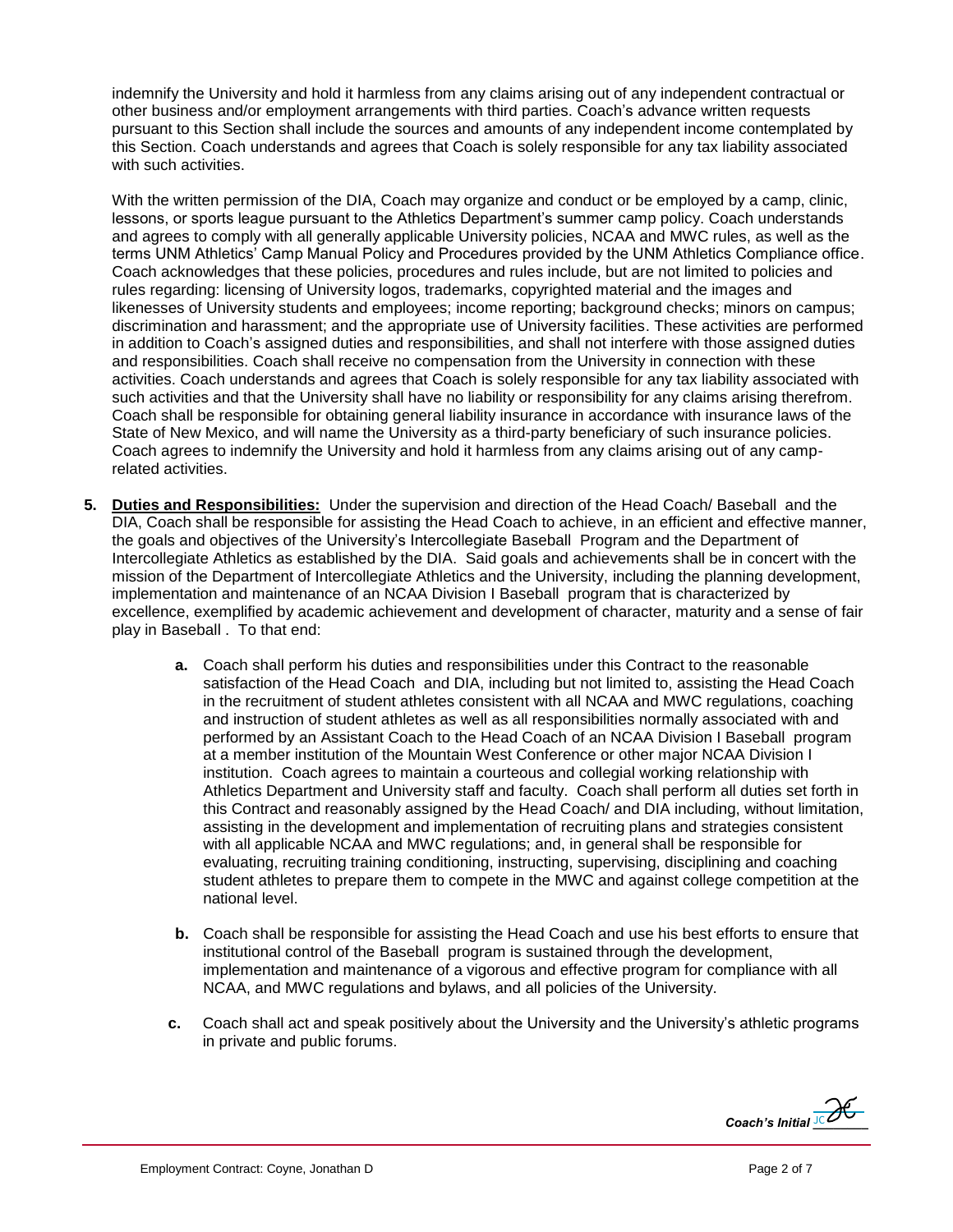indemnify the University and hold it harmless from any claims arising out of any independent contractual or other business and/or employment arrangements with third parties. Coach's advance written requests pursuant to this Section shall include the sources and amounts of any independent income contemplated by this Section. Coach understands and agrees that Coach is solely responsible for any tax liability associated with such activities.

With the written permission of the DIA, Coach may organize and conduct or be employed by a camp, clinic, lessons, or sports league pursuant to the Athletics Department's summer camp policy. Coach understands and agrees to comply with all generally applicable University policies, NCAA and MWC rules, as well as the terms UNM Athletics' Camp Manual Policy and Procedures provided by the UNM Athletics Compliance office. Coach acknowledges that these policies, procedures and rules include, but are not limited to policies and rules regarding: licensing of University logos, trademarks, copyrighted material and the images and likenesses of University students and employees; income reporting; background checks; minors on campus; discrimination and harassment; and the appropriate use of University facilities. These activities are performed in addition to Coach's assigned duties and responsibilities, and shall not interfere with those assigned duties and responsibilities. Coach shall receive no compensation from the University in connection with these activities. Coach understands and agrees that Coach is solely responsible for any tax liability associated with such activities and that the University shall have no liability or responsibility for any claims arising therefrom. Coach shall be responsible for obtaining general liability insurance in accordance with insurance laws of the State of New Mexico, and will name the University as a third-party beneficiary of such insurance policies. Coach agrees to indemnify the University and hold it harmless from any claims arising out of any camp-related activities.

**5. Duties and Responsibilities:** Under the supervision and direction of the Head Coach/ Baseball and the DIA, Coach shall be responsible for assisting the Head Coach to achieve, in an efficient and effective manner, the goals and objectives of the University's Intercollegiate Baseball Program and the Department of Intercollegiate Athletics as established by the DIA. Said goals and achievements shall be in concert with the mission of the Department of Intercollegiate Athletics and the University, including the planning development, implementation and maintenance of an NCAA Division I Baseball program that is characterized by excellence, exemplified by academic achievement and development of character, maturity and a sense of fair play in Baseball . To that end:

  **a.** Coach shall perform his duties and responsibilities under this Contract to the reasonable satisfaction of the Head Coach and DIA, including but not limited to, assisting the Head Coach in the recruitment of student athletes consistent with all NCAA and MWC regulations, coaching and instruction of student athletes as well as all responsibilities normally associated with and performed by an Assistant Coach to the Head Coach of an NCAA Division I Baseball program at a member institution of the Mountain West Conference or other major NCAA Division I institution. Coach agrees to maintain a courteous and collegial working relationship with Athletics Department and University staff and faculty. Coach shall perform all duties set forth in this Contract and reasonably assigned by the Head Coach/ and DIA including, without limitation, assisting in the development and implementation of recruiting plans and strategies consistent with all applicable NCAA and MWC regulations; and, in general shall be responsible for evaluating, recruiting training conditioning, instructing, supervising, disciplining and coaching student athletes to prepare them to compete in the MWC and against college competition at the national level.

  **b.** Coach shall be responsible for assisting the Head Coach and use his best efforts to ensure that institutional control of the Baseball program is sustained through the development, implementation and maintenance of a vigorous and effective program for compliance with all NCAA, and MWC regulations and bylaws, and all policies of the University.

  **c.** Coach shall act and speak positively about the University and the University's athletic programs in private and public forums.

*Coach's Initial* JC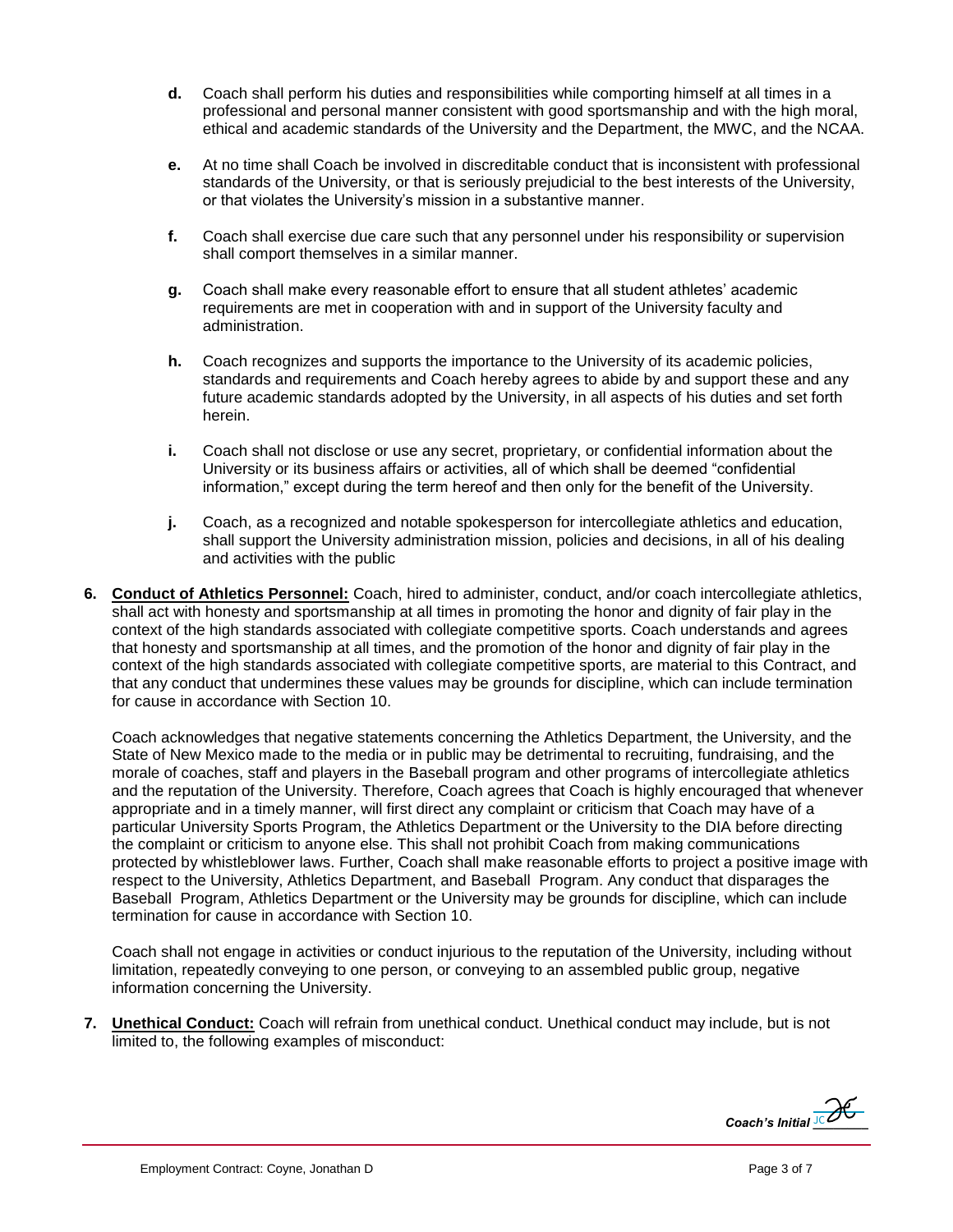**d.** Coach shall perform his duties and responsibilities while comporting himself at all times in a professional and personal manner consistent with good sportsmanship and with the high moral, ethical and academic standards of the University and the Department, the MWC, and the NCAA.

**e.** At no time shall Coach be involved in discreditable conduct that is inconsistent with professional standards of the University, or that is seriously prejudicial to the best interests of the University, or that violates the University's mission in a substantive manner.

**f.** Coach shall exercise due care such that any personnel under his responsibility or supervision shall comport themselves in a similar manner.

**g.** Coach shall make every reasonable effort to ensure that all student athletes' academic requirements are met in cooperation with and in support of the University faculty and administration.

**h.** Coach recognizes and supports the importance to the University of its academic policies, standards and requirements and Coach hereby agrees to abide by and support these and any future academic standards adopted by the University, in all aspects of his duties and set forth herein.

**i.** Coach shall not disclose or use any secret, proprietary, or confidential information about the University or its business affairs or activities, all of which shall be deemed "confidential information," except during the term hereof and then only for the benefit of the University.

**j.** Coach, as a recognized and notable spokesperson for intercollegiate athletics and education, shall support the University administration mission, policies and decisions, in all of his dealing and activities with the public

**6. Conduct of Athletics Personnel:** Coach, hired to administer, conduct, and/or coach intercollegiate athletics, shall act with honesty and sportsmanship at all times in promoting the honor and dignity of fair play in the context of the high standards associated with collegiate competitive sports. Coach understands and agrees that honesty and sportsmanship at all times, and the promotion of the honor and dignity of fair play in the context of the high standards associated with collegiate competitive sports, are material to this Contract, and that any conduct that undermines these values may be grounds for discipline, which can include termination for cause in accordance with Section 10.

Coach acknowledges that negative statements concerning the Athletics Department, the University, and the State of New Mexico made to the media or in public may be detrimental to recruiting, fundraising, and the morale of coaches, staff and players in the Baseball program and other programs of intercollegiate athletics and the reputation of the University. Therefore, Coach agrees that Coach is highly encouraged that whenever appropriate and in a timely manner, will first direct any complaint or criticism that Coach may have of a particular University Sports Program, the Athletics Department or the University to the DIA before directing the complaint or criticism to anyone else. This shall not prohibit Coach from making communications protected by whistleblower laws. Further, Coach shall make reasonable efforts to project a positive image with respect to the University, Athletics Department, and Baseball Program. Any conduct that disparages the Baseball Program, Athletics Department or the University may be grounds for discipline, which can include termination for cause in accordance with Section 10.

Coach shall not engage in activities or conduct injurious to the reputation of the University, including without limitation, repeatedly conveying to one person, or conveying to an assembled public group, negative information concerning the University.

**7. Unethical Conduct:** Coach will refrain from unethical conduct. Unethical conduct may include, but is not limited to, the following examples of misconduct:

*Coach's Initial* JC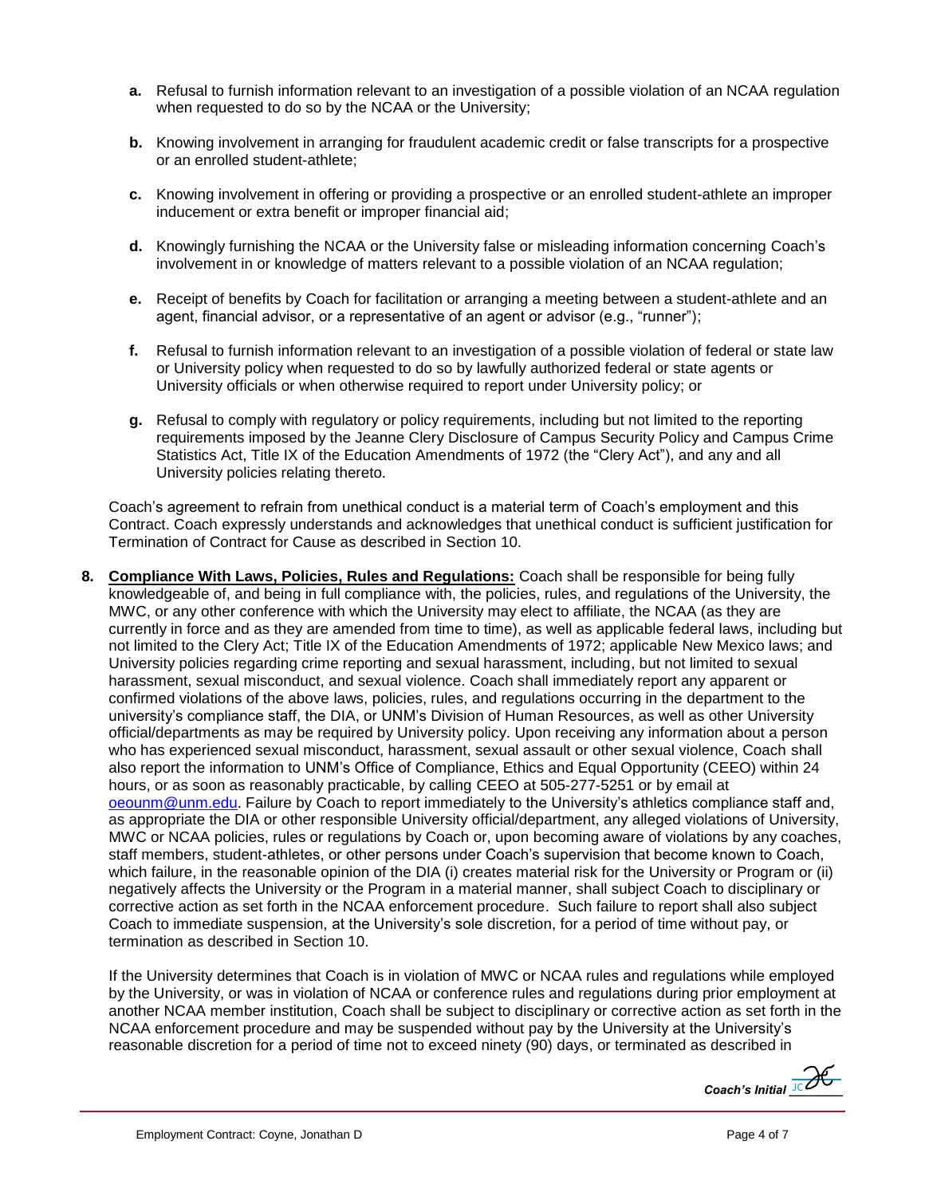a. Refusal to furnish information relevant to an investigation of a possible violation of an NCAA regulation when requested to do so by the NCAA or the University;

b. Knowing involvement in arranging for fraudulent academic credit or false transcripts for a prospective or an enrolled student-athlete;

c. Knowing involvement in offering or providing a prospective or an enrolled student-athlete an improper inducement or extra benefit or improper financial aid;

d. Knowingly furnishing the NCAA or the University false or misleading information concerning Coach's involvement in or knowledge of matters relevant to a possible violation of an NCAA regulation;

e. Receipt of benefits by Coach for facilitation or arranging a meeting between a student-athlete and an agent, financial advisor, or a representative of an agent or advisor (e.g., "runner");

f. Refusal to furnish information relevant to an investigation of a possible violation of federal or state law or University policy when requested to do so by lawfully authorized federal or state agents or University officials or when otherwise required to report under University policy; or

g. Refusal to comply with regulatory or policy requirements, including but not limited to the reporting requirements imposed by the Jeanne Clery Disclosure of Campus Security Policy and Campus Crime Statistics Act, Title IX of the Education Amendments of 1972 (the "Clery Act"), and any and all University policies relating thereto.

Coach's agreement to refrain from unethical conduct is a material term of Coach's employment and this Contract. Coach expressly understands and acknowledges that unethical conduct is sufficient justification for Termination of Contract for Cause as described in Section 10.

8. **Compliance With Laws, Policies, Rules and Regulations:** Coach shall be responsible for being fully knowledgeable of, and being in full compliance with, the policies, rules, and regulations of the University, the MWC, or any other conference with which the University may elect to affiliate, the NCAA (as they are currently in force and as they are amended from time to time), as well as applicable federal laws, including but not limited to the Clery Act; Title IX of the Education Amendments of 1972; applicable New Mexico laws; and University policies regarding crime reporting and sexual harassment, including, but not limited to sexual harassment, sexual misconduct, and sexual violence. Coach shall immediately report any apparent or confirmed violations of the above laws, policies, rules, and regulations occurring in the department to the university's compliance staff, the DIA, or UNM's Division of Human Resources, as well as other University official/departments as may be required by University policy. Upon receiving any information about a person who has experienced sexual misconduct, harassment, sexual assault or other sexual violence, Coach shall also report the information to UNM's Office of Compliance, Ethics and Equal Opportunity (CEEO) within 24 hours, or as soon as reasonably practicable, by calling CEEO at 505-277-5251 or by email at oeounm@unm.edu. Failure by Coach to report immediately to the University's athletics compliance staff and, as appropriate the DIA or other responsible University official/department, any alleged violations of University, MWC or NCAA policies, rules or regulations by Coach or, upon becoming aware of violations by any coaches, staff members, student-athletes, or other persons under Coach's supervision that become known to Coach, which failure, in the reasonable opinion of the DIA (i) creates material risk for the University or Program or (ii) negatively affects the University or the Program in a material manner, shall subject Coach to disciplinary or corrective action as set forth in the NCAA enforcement procedure. Such failure to report shall also subject Coach to immediate suspension, at the University's sole discretion, for a period of time without pay, or termination as described in Section 10.

If the University determines that Coach is in violation of MWC or NCAA rules and regulations while employed by the University, or was in violation of NCAA or conference rules and regulations during prior employment at another NCAA member institution, Coach shall be subject to disciplinary or corrective action as set forth in the NCAA enforcement procedure and may be suspended without pay by the University at the University's reasonable discretion for a period of time not to exceed ninety (90) days, or terminated as described in

*Coach's Initial* JC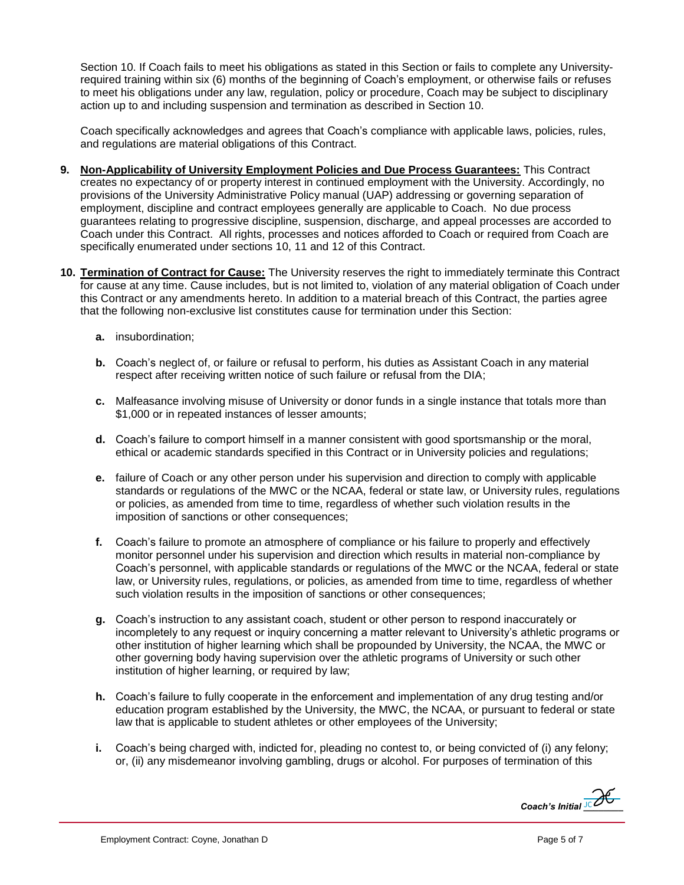Section 10. If Coach fails to meet his obligations as stated in this Section or fails to complete any University-required training within six (6) months of the beginning of Coach's employment, or otherwise fails or refuses to meet his obligations under any law, regulation, policy or procedure, Coach may be subject to disciplinary action up to and including suspension and termination as described in Section 10.

Coach specifically acknowledges and agrees that Coach's compliance with applicable laws, policies, rules, and regulations are material obligations of this Contract.

9. **Non-Applicability of University Employment Policies and Due Process Guarantees:** This Contract creates no expectancy of or property interest in continued employment with the University. Accordingly, no provisions of the University Administrative Policy manual (UAP) addressing or governing separation of employment, discipline and contract employees generally are applicable to Coach. No due process guarantees relating to progressive discipline, suspension, discharge, and appeal processes are accorded to Coach under this Contract. All rights, processes and notices afforded to Coach or required from Coach are specifically enumerated under sections 10, 11 and 12 of this Contract.

10. **Termination of Contract for Cause:** The University reserves the right to immediately terminate this Contract for cause at any time. Cause includes, but is not limited to, violation of any material obligation of Coach under this Contract or any amendments hereto. In addition to a material breach of this Contract, the parties agree that the following non-exclusive list constitutes cause for termination under this Section:

    **a.** insubordination;

    **b.** Coach's neglect of, or failure or refusal to perform, his duties as Assistant Coach in any material respect after receiving written notice of such failure or refusal from the DIA;

    **c.** Malfeasance involving misuse of University or donor funds in a single instance that totals more than $1,000 or in repeated instances of lesser amounts;

    **d.** Coach's failure to comport himself in a manner consistent with good sportsmanship or the moral, ethical or academic standards specified in this Contract or in University policies and regulations;

    **e.** failure of Coach or any other person under his supervision and direction to comply with applicable standards or regulations of the MWC or the NCAA, federal or state law, or University rules, regulations or policies, as amended from time to time, regardless of whether such violation results in the imposition of sanctions or other consequences;

    **f.** Coach's failure to promote an atmosphere of compliance or his failure to properly and effectively monitor personnel under his supervision and direction which results in material non-compliance by Coach's personnel, with applicable standards or regulations of the MWC or the NCAA, federal or state law, or University rules, regulations, or policies, as amended from time to time, regardless of whether such violation results in the imposition of sanctions or other consequences;

    **g.** Coach's instruction to any assistant coach, student or other person to respond inaccurately or incompletely to any request or inquiry concerning a matter relevant to University's athletic programs or other institution of higher learning which shall be propounded by University, the NCAA, the MWC or other governing body having supervision over the athletic programs of University or such other institution of higher learning, or required by law;

    **h.** Coach's failure to fully cooperate in the enforcement and implementation of any drug testing and/or education program established by the University, the MWC, the NCAA, or pursuant to federal or state law that is applicable to student athletes or other employees of the University;

    **i.** Coach's being charged with, indicted for, pleading no contest to, or being convicted of (i) any felony; or, (ii) any misdemeanor involving gambling, drugs or alcohol. For purposes of termination of this

*Coach's Initial* JC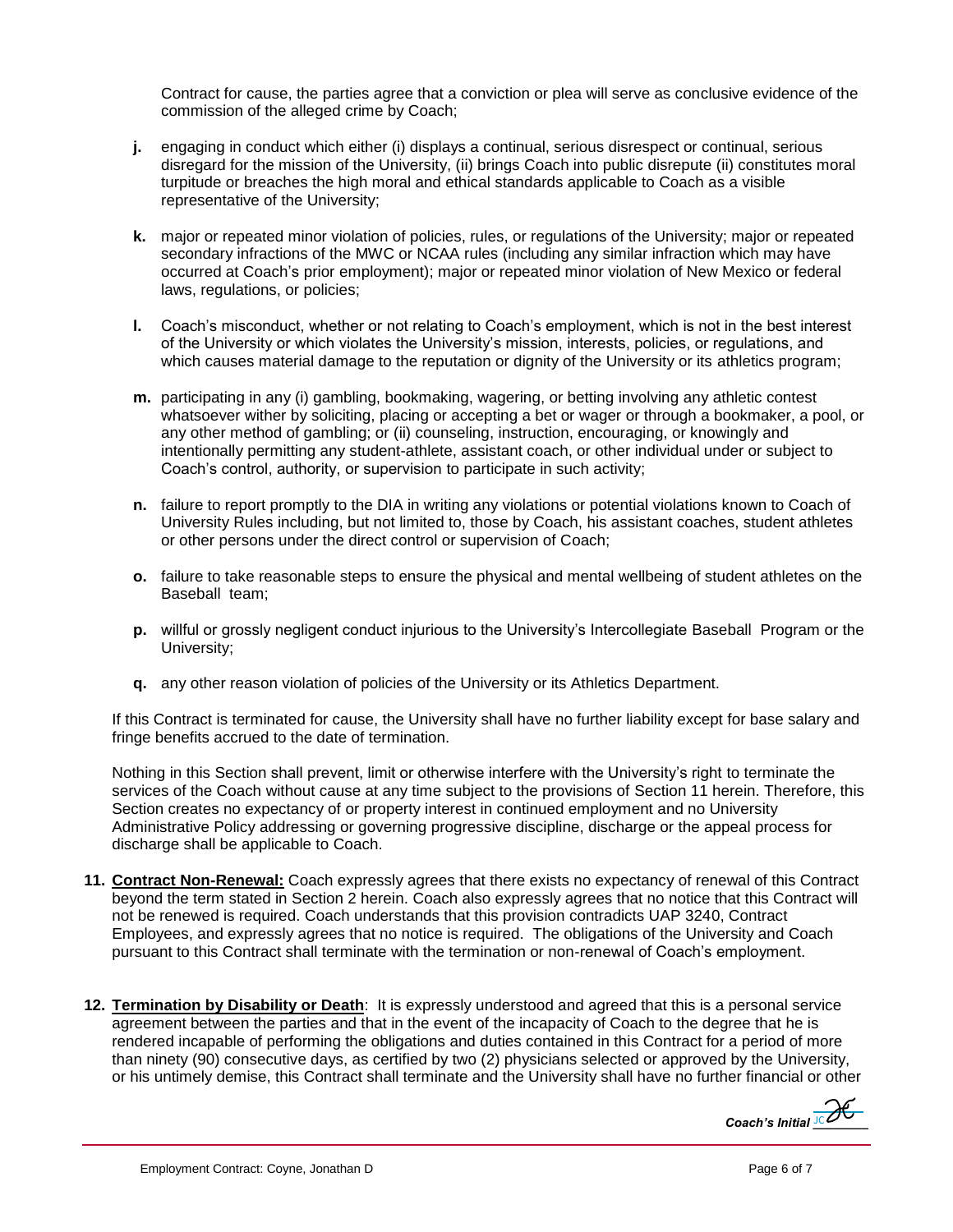Contract for cause, the parties agree that a conviction or plea will serve as conclusive evidence of the commission of the alleged crime by Coach;

**j.** engaging in conduct which either (i) displays a continual, serious disrespect or continual, serious disregard for the mission of the University, (ii) brings Coach into public disrepute (ii) constitutes moral turpitude or breaches the high moral and ethical standards applicable to Coach as a visible representative of the University;

**k.** major or repeated minor violation of policies, rules, or regulations of the University; major or repeated secondary infractions of the MWC or NCAA rules (including any similar infraction which may have occurred at Coach's prior employment); major or repeated minor violation of New Mexico or federal laws, regulations, or policies;

**l.** Coach's misconduct, whether or not relating to Coach's employment, which is not in the best interest of the University or which violates the University's mission, interests, policies, or regulations, and which causes material damage to the reputation or dignity of the University or its athletics program;

**m.** participating in any (i) gambling, bookmaking, wagering, or betting involving any athletic contest whatsoever wither by soliciting, placing or accepting a bet or wager or through a bookmaker, a pool, or any other method of gambling; or (ii) counseling, instruction, encouraging, or knowingly and intentionally permitting any student-athlete, assistant coach, or other individual under or subject to Coach's control, authority, or supervision to participate in such activity;

**n.** failure to report promptly to the DIA in writing any violations or potential violations known to Coach of University Rules including, but not limited to, those by Coach, his assistant coaches, student athletes or other persons under the direct control or supervision of Coach;

**o.** failure to take reasonable steps to ensure the physical and mental wellbeing of student athletes on the Baseball team;

**p.** willful or grossly negligent conduct injurious to the University's Intercollegiate Baseball Program or the University;

**q.** any other reason violation of policies of the University or its Athletics Department.

If this Contract is terminated for cause, the University shall have no further liability except for base salary and fringe benefits accrued to the date of termination.

Nothing in this Section shall prevent, limit or otherwise interfere with the University's right to terminate the services of the Coach without cause at any time subject to the provisions of Section 11 herein. Therefore, this Section creates no expectancy of or property interest in continued employment and no University Administrative Policy addressing or governing progressive discipline, discharge or the appeal process for discharge shall be applicable to Coach.

**11. <u>Contract Non-Renewal:</u>** Coach expressly agrees that there exists no expectancy of renewal of this Contract beyond the term stated in Section 2 herein. Coach also expressly agrees that no notice that this Contract will not be renewed is required. Coach understands that this provision contradicts UAP 3240, Contract Employees, and expressly agrees that no notice is required. The obligations of the University and Coach pursuant to this Contract shall terminate with the termination or non-renewal of Coach's employment.

**12. <u>Termination by Disability or Death</u>**: It is expressly understood and agreed that this is a personal service agreement between the parties and that in the event of the incapacity of Coach to the degree that he is rendered incapable of performing the obligations and duties contained in this Contract for a period of more than ninety (90) consecutive days, as certified by two (2) physicians selected or approved by the University, or his untimely demise, this Contract shall terminate and the University shall have no further financial or other

*Coach's Initial* JC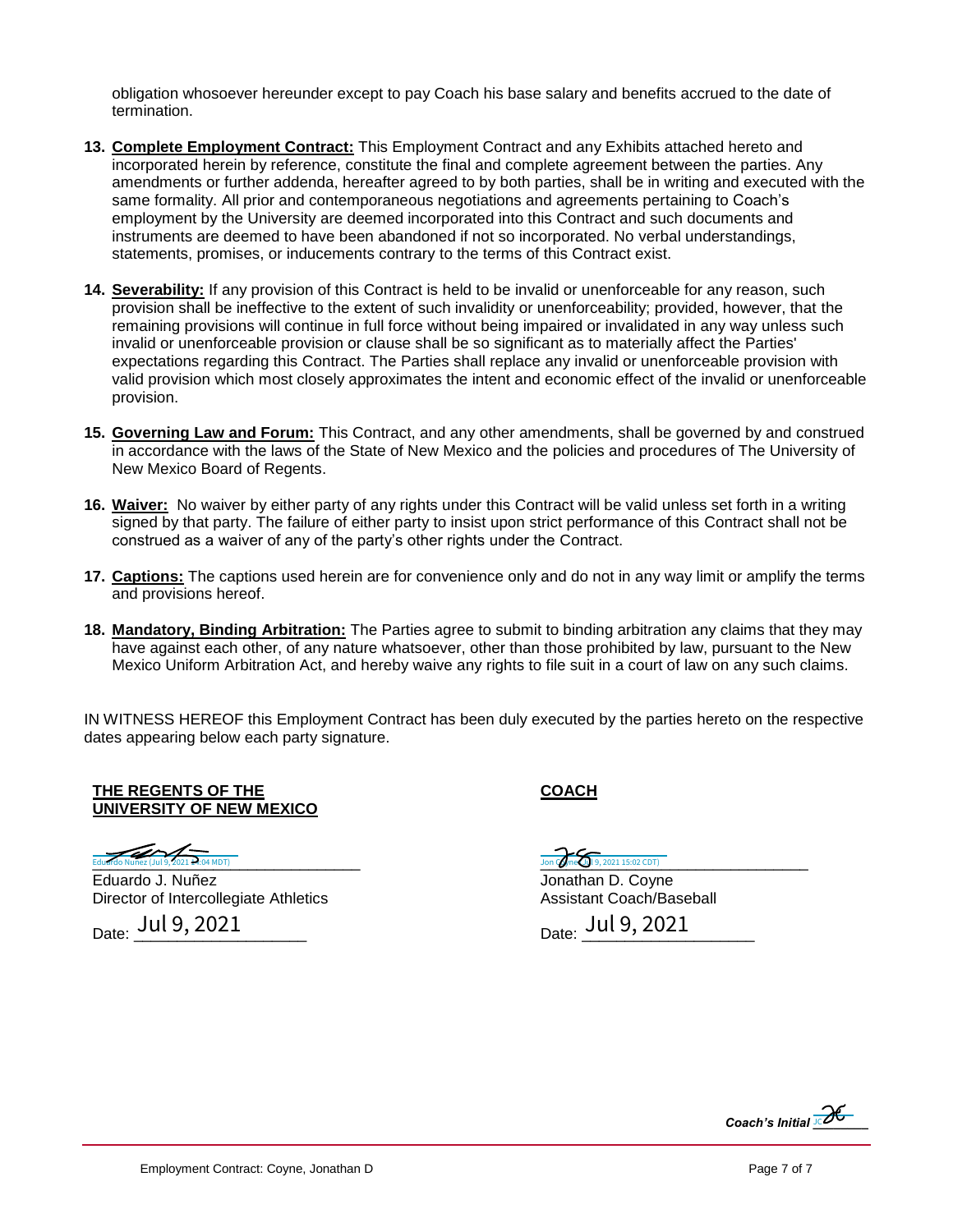obligation whosoever hereunder except to pay Coach his base salary and benefits accrued to the date of termination.

13. **Complete Employment Contract:** This Employment Contract and any Exhibits attached hereto and incorporated herein by reference, constitute the final and complete agreement between the parties. Any amendments or further addenda, hereafter agreed to by both parties, shall be in writing and executed with the same formality. All prior and contemporaneous negotiations and agreements pertaining to Coach's employment by the University are deemed incorporated into this Contract and such documents and instruments are deemed to have been abandoned if not so incorporated. No verbal understandings, statements, promises, or inducements contrary to the terms of this Contract exist.

14. **Severability:** If any provision of this Contract is held to be invalid or unenforceable for any reason, such provision shall be ineffective to the extent of such invalidity or unenforceability; provided, however, that the remaining provisions will continue in full force without being impaired or invalidated in any way unless such invalid or unenforceable provision or clause shall be so significant as to materially affect the Parties' expectations regarding this Contract. The Parties shall replace any invalid or unenforceable provision with valid provision which most closely approximates the intent and economic effect of the invalid or unenforceable provision.

15. **Governing Law and Forum:** This Contract, and any other amendments, shall be governed by and construed in accordance with the laws of the State of New Mexico and the policies and procedures of The University of New Mexico Board of Regents.

16. **Waiver:** No waiver by either party of any rights under this Contract will be valid unless set forth in a writing signed by that party. The failure of either party to insist upon strict performance of this Contract shall not be construed as a waiver of any of the party's other rights under the Contract.

17. **Captions:** The captions used herein are for convenience only and do not in any way limit or amplify the terms and provisions hereof.

18. **Mandatory, Binding Arbitration:** The Parties agree to submit to binding arbitration any claims that they may have against each other, of any nature whatsoever, other than those prohibited by law, pursuant to the New Mexico Uniform Arbitration Act, and hereby waive any rights to file suit in a court of law on any such claims.

IN WITNESS HEREOF this Employment Contract has been duly executed by the parties hereto on the respective dates appearing below each party signature.

**THE REGENTS OF THE UNIVERSITY OF NEW MEXICO**

Eduardo Nuñez (Jul 9, 2021 14:04 MDT)

Eduardo J. Nuñez
Director of Intercollegiate Athletics

Date: Jul 9, 2021

**COACH**

Jon Coyne (Jul 9, 2021 15:02 CDT)

Jonathan D. Coyne
Assistant Coach/Baseball

Date: Jul 9, 2021

*Coach's Initial* JC

Employment Contract: Coyne, Jonathan D